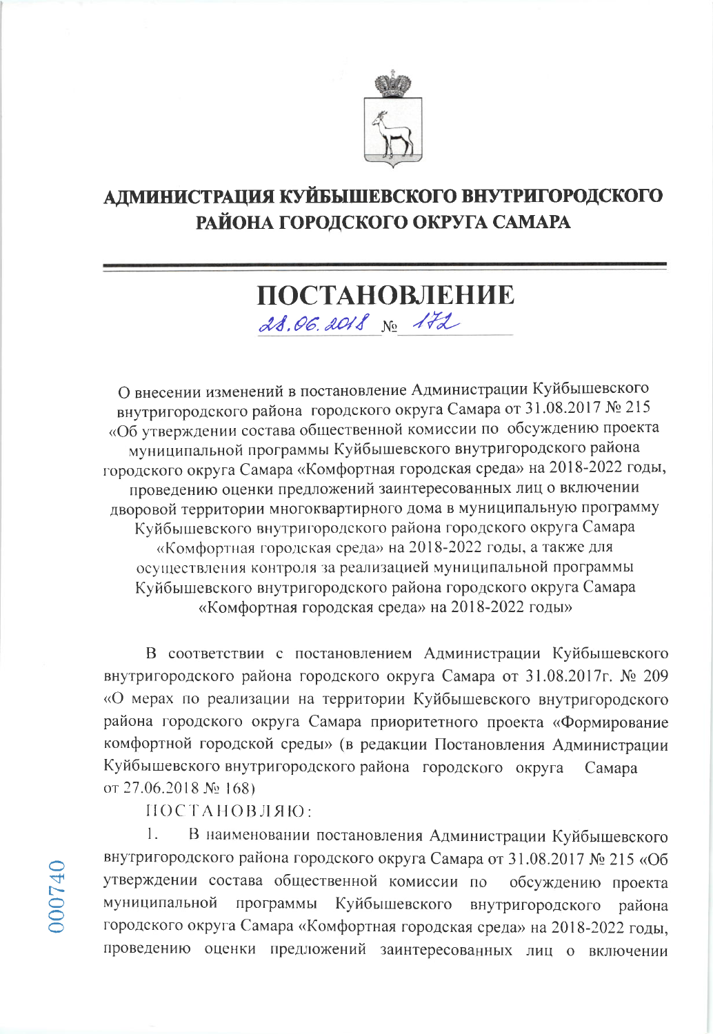# АДМИНИСТРАЦИЯ КУЙБЫШЕВСКОГО ВНУТРИГОРОДСКОГО РАЙОНА ГОРОДСКОГО ОКРУГА САМАРА

# ПОСТАНОВЛЕНИЕ

28.06.2018 № 172

О внесении изменений в постановление Администрации Куйбышевского внутригородского района городского округа Самара от 31.08.2017 № 215 «Об утверждении состава общественной комиссии по обсуждению проекта муниципальной программы Куйбышевского внутригородского района городского округа Самара «Комфортная городская среда» на 2018-2022 годы, проведению оценки предложений заинтересованных лиц о включении дворовой территории многоквартирного дома в муниципальную программу Куйбышевского внутригородского района городского округа Самара «Комфортная городская среда» на 2018-2022 годы, а также для осуществления контроля за реализацией муниципальной программы Куйбышевского внутригородского района городского округа Самара «Комфортная городская среда» на 2018-2022 годы»

В соответствии с постановлением Администрации Куйбышевского внутригородского района городского округа Самара от 31.08.2017г. № 209 «О мерах по реализации на территории Куйбышевского внутригородского района городского округа Самара приоритетного проекта «Формирование комфортной городской среды» (в редакции Постановления Администрации Куйбышевского внутригородского района городского округа Самара от 27.06.2018 № 168)

ПОСТАНОВЛЯЮ:

1. В наименовании постановления Администрации Куйбышевского внутригородского района городского округа Самара от 31.08.2017 № 215 «Об утверждении состава общественной комиссии по обсуждению проекта муниципальной программы Куйбышевского внутригородского района городского округа Самара «Комфортная городская среда» на 2018-2022 годы, проведению оценки предложений заинтересованных лиц о включении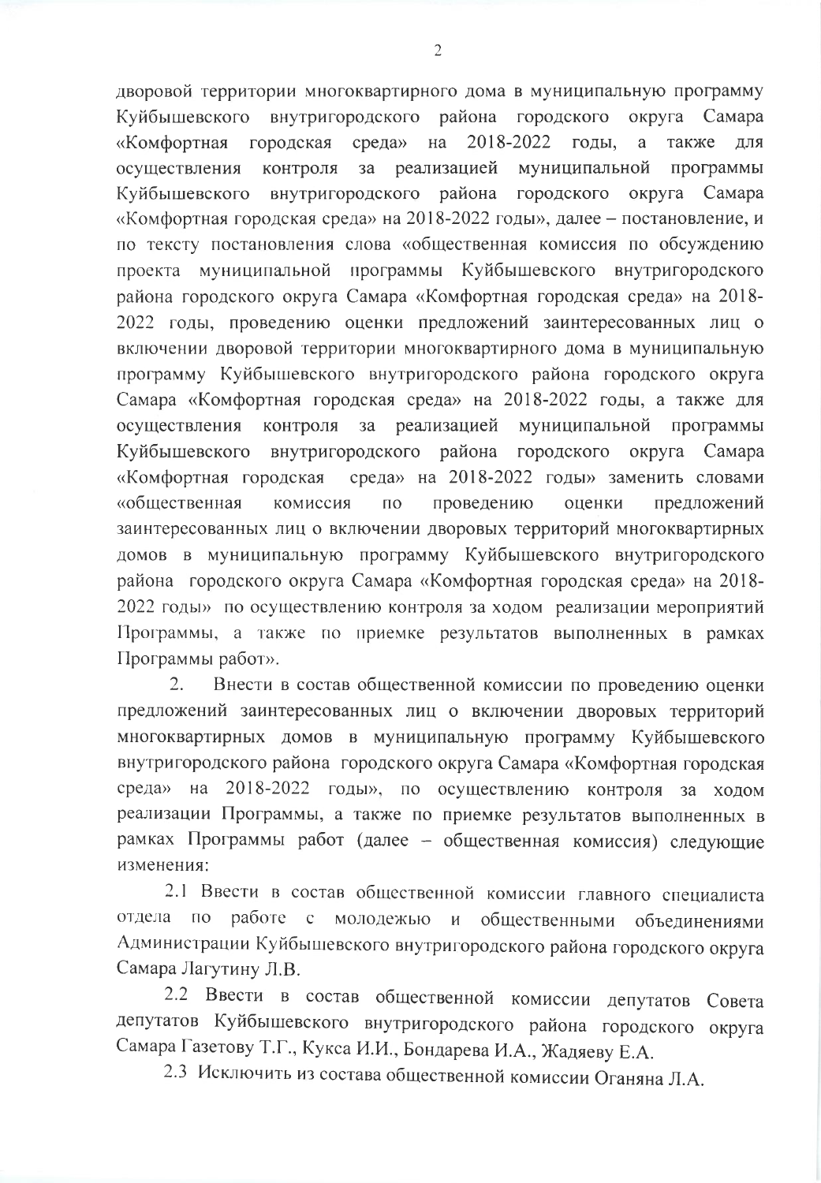дворовой территории многоквартирного дома в муниципальную программу Куйбышевского внутригородского района городского округа Самара «Комфортная городская среда» на 2018-2022 годы, а также для осуществления контроля за реализацией муниципальной программы Куйбышевского внутригородского района городского округа Самара «Комфортная городская среда» на 2018-2022 годы», далее – постановление, и по тексту постановления слова «общественная комиссия по обсуждению проекта муниципальной программы Куйбышевского внутригородского района городского округа Самара «Комфортная городская среда» на 2018-2022 годы, проведению оценки предложений заинтересованных лиц о включении дворовой территории многоквартирного дома в муниципальную программу Куйбышевского внутригородского района городского округа Самара «Комфортная городская среда» на 2018-2022 годы, а также для осуществления контроля за реализацией муниципальной программы Куйбышевского внутригородского района городского округа Самара «Комфортная городская среда» на 2018-2022 годы» заменить словами «общественная комиссия по проведению оценки предложений заинтересованных лиц о включении дворовых территорий многоквартирных домов в муниципальную программу Куйбышевского внутригородского района городского округа Самара «Комфортная городская среда» на 2018-2022 годы» по осуществлению контроля за ходом реализации мероприятий Программы, а также по приемке результатов выполненных в рамках Программы работ».

2. Внести в состав общественной комиссии по проведению оценки предложений заинтересованных лиц о включении дворовых территорий многоквартирных домов в муниципальную программу Куйбышевского внутригородского района городского округа Самара «Комфортная городская среда» на 2018-2022 годы», по осуществлению контроля за ходом реализации Программы, а также по приемке результатов выполненных в рамках Программы работ (далее – общественная комиссия) следующие изменения:

2.1 Ввести в состав общественной комиссии главного специалиста отдела по работе с молодежью и общественными объединениями Администрации Куйбышевского внутригородского района городского округа Самара Лагутину Л.В.

2.2 Ввести в состав общественной комиссии депутатов Совета депутатов Куйбышевского внутригородского района городского округа Самара Газетову Т.Г., Кукса И.И., Бондарева И.А., Жадяеву Е.А.

2.3 Исключить из состава общественной комиссии Оганяна Л.А.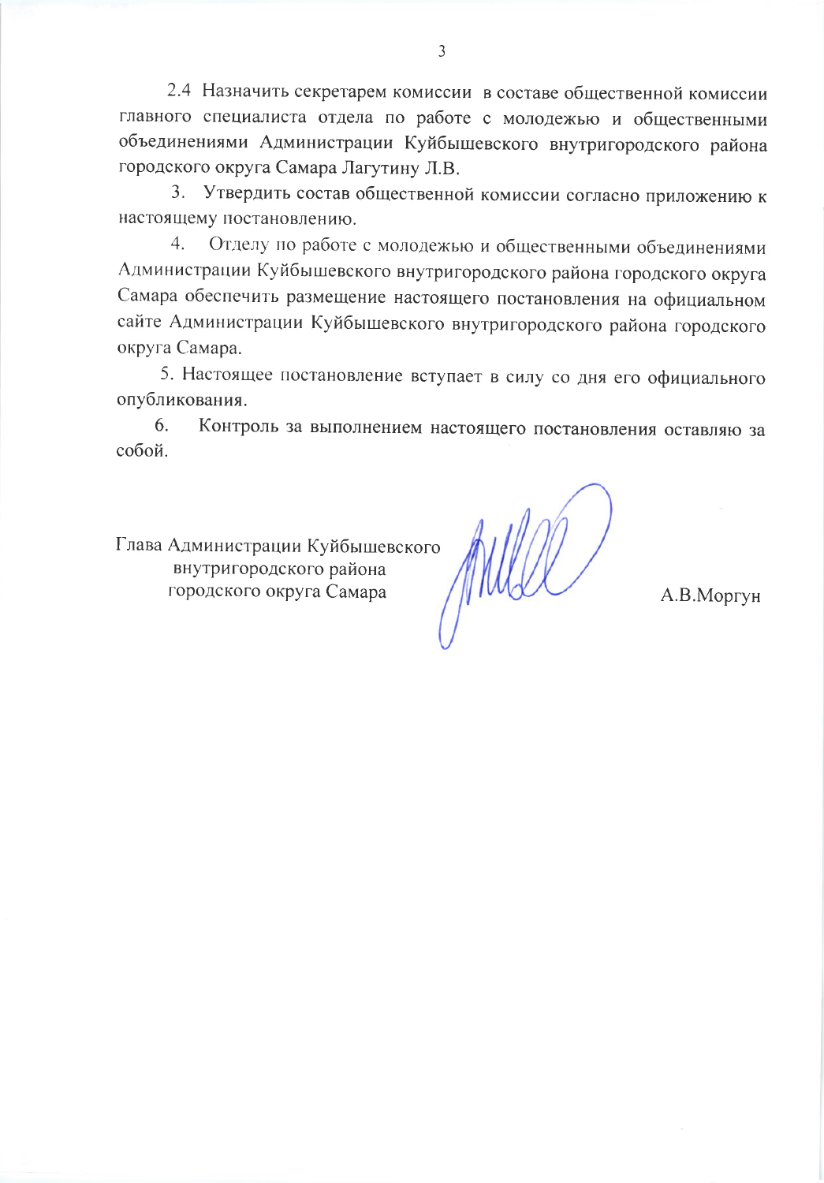2.4 Назначить секретарем комиссии в составе общественной комиссии главного специалиста отдела по работе с молодежью и общественными объединениями Администрации Куйбышевского внутригородского района городского округа Самара Лагутину Л.В.

3. Утвердить состав общественной комиссии согласно приложению к настоящему постановлению.

4. Отделу по работе с молодежью и общественными объединениями Администрации Куйбышевского внутригородского района городского округа Самара обеспечить размещение настоящего постановления на официальном сайте Администрации Куйбышевского внутригородского района городского округа Самара.

5. Настоящее постановление вступает в силу со дня его официального опубликования.

6. Контроль за выполнением настоящего постановления оставляю за собой.

Глава Администрации Куйбышевского внутригородского района городского округа Самара — А.В.Моргун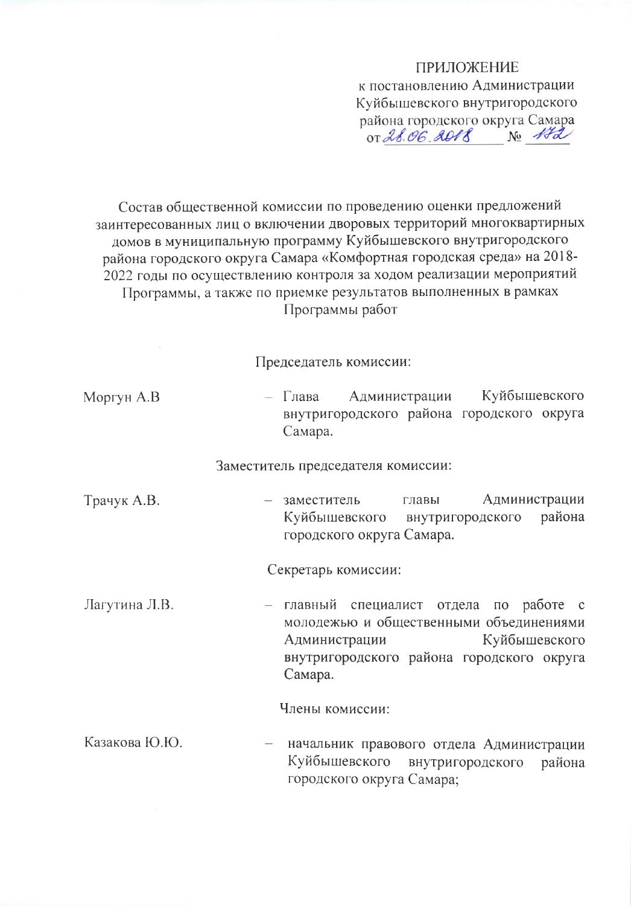ПРИЛОЖЕНИЕ
к постановлению Администрации
Куйбышевского внутригородского
района городского округа Самара
от 28.06.2018 № 172

Состав общественной комиссии по проведению оценки предложений заинтересованных лиц о включении дворовых территорий многоквартирных домов в муниципальную программу Куйбышевского внутригородского района городского округа Самара «Комфортная городская среда» на 2018-2022 годы по осуществлению контроля за ходом реализации мероприятий Программы, а также по приемке результатов выполненных в рамках Программы работ

Председатель комиссии:

Моргун А.В – Глава Администрации Куйбышевского внутригородского района городского округа Самара.

Заместитель председателя комиссии:

Трачук А.В. – заместитель главы Администрации Куйбышевского внутригородского района городского округа Самара.

Секретарь комиссии:

Лагутина Л.В. – главный специалист отдела по работе с молодежью и общественными объединениями Администрации Куйбышевского внутригородского района городского округа Самара.

Члены комиссии:

Казакова Ю.Ю. – начальник правового отдела Администрации Куйбышевского внутригородского района городского округа Самара;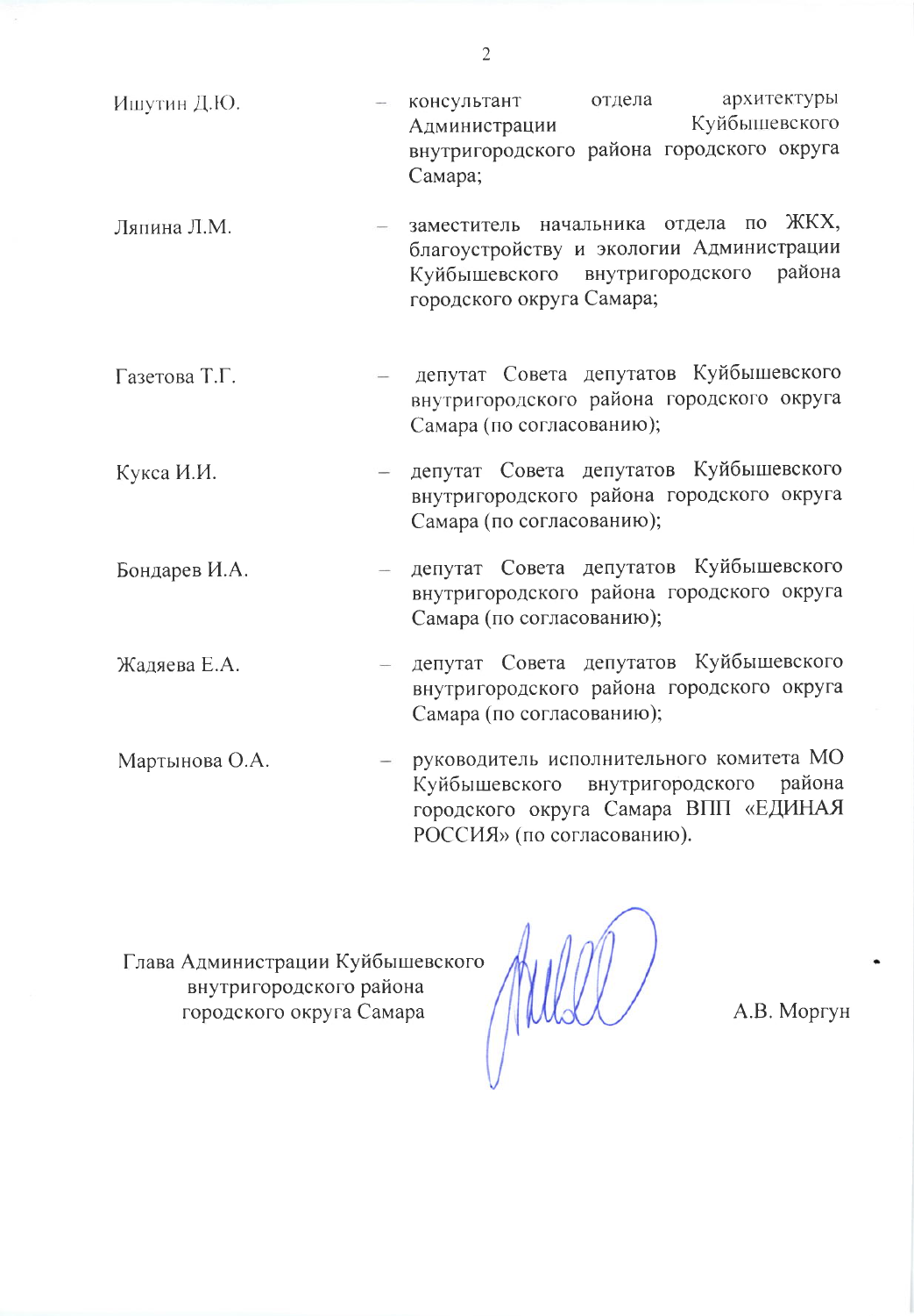| | | |
|---|---|---|
| Ишутин Д.Ю. | – | консультант отдела архитектуры Администрации Куйбышевского внутригородского района городского округа Самара; |
| Ляпина Л.М. | – | заместитель начальника отдела по ЖКХ, благоустройству и экологии Администрации Куйбышевского внутригородского района городского округа Самара; |
| Газетова Т.Г. | – | депутат Совета депутатов Куйбышевского внутригородского района городского округа Самара (по согласованию); |
| Кукса И.И. | – | депутат Совета депутатов Куйбышевского внутригородского района городского округа Самара (по согласованию); |
| Бондарев И.А. | – | депутат Совета депутатов Куйбышевского внутригородского района городского округа Самара (по согласованию); |
| Жадяева Е.А. | – | депутат Совета депутатов Куйбышевского внутригородского района городского округа Самара (по согласованию); |
| Мартынова О.А. | – | руководитель исполнительного комитета МО Куйбышевского внутригородского района городского округа Самара ВПП «ЕДИНАЯ РОССИЯ» (по согласованию). |

Глава Администрации Куйбышевского внутригородского района городского округа Самара — А.В. Моргун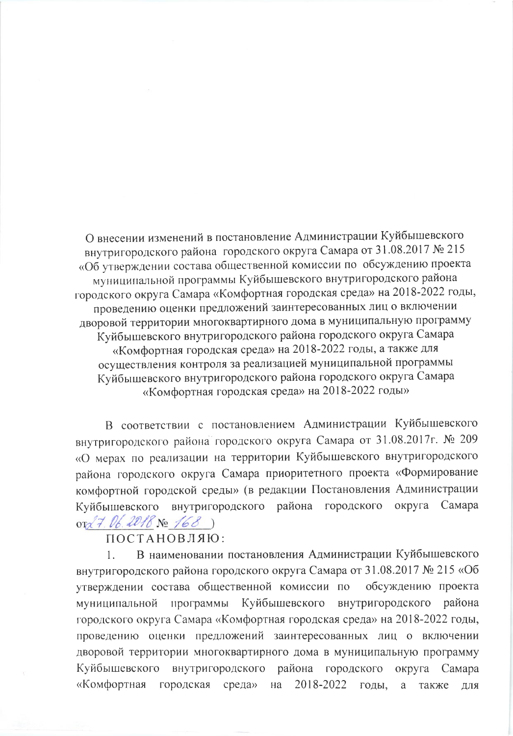О внесении изменений в постановление Администрации Куйбышевского внутригородского района городского округа Самара от 31.08.2017 № 215 «Об утверждении состава общественной комиссии по обсуждению проекта муниципальной программы Куйбышевского внутригородского района городского округа Самара «Комфортная городская среда» на 2018-2022 годы, проведению оценки предложений заинтересованных лиц о включении дворовой территории многоквартирного дома в муниципальную программу Куйбышевского внутригородского района городского округа Самара «Комфортная городская среда» на 2018-2022 годы, а также для осуществления контроля за реализацией муниципальной программы Куйбышевского внутригородского района городского округа Самара «Комфортная городская среда» на 2018-2022 годы»

В соответствии с постановлением Администрации Куйбышевского внутригородского района городского округа Самара от 31.08.2017г. № 209 «О мерах по реализации на территории Куйбышевского внутригородского района городского округа Самара приоритетного проекта «Формирование комфортной городской среды» (в редакции Постановления Администрации Куйбышевского внутригородского района городского округа Самара от 27.06.2018 № 168 )

ПОСТАНОВЛЯЮ:

1. В наименовании постановления Администрации Куйбышевского внутригородского района городского округа Самара от 31.08.2017 № 215 «Об утверждении состава общественной комиссии по обсуждению проекта муниципальной программы Куйбышевского внутригородского района городского округа Самара «Комфортная городская среда» на 2018-2022 годы, проведению оценки предложений заинтересованных лиц о включении дворовой территории многоквартирного дома в муниципальную программу Куйбышевского внутригородского района городского округа Самара «Комфортная городская среда» на 2018-2022 годы, а также для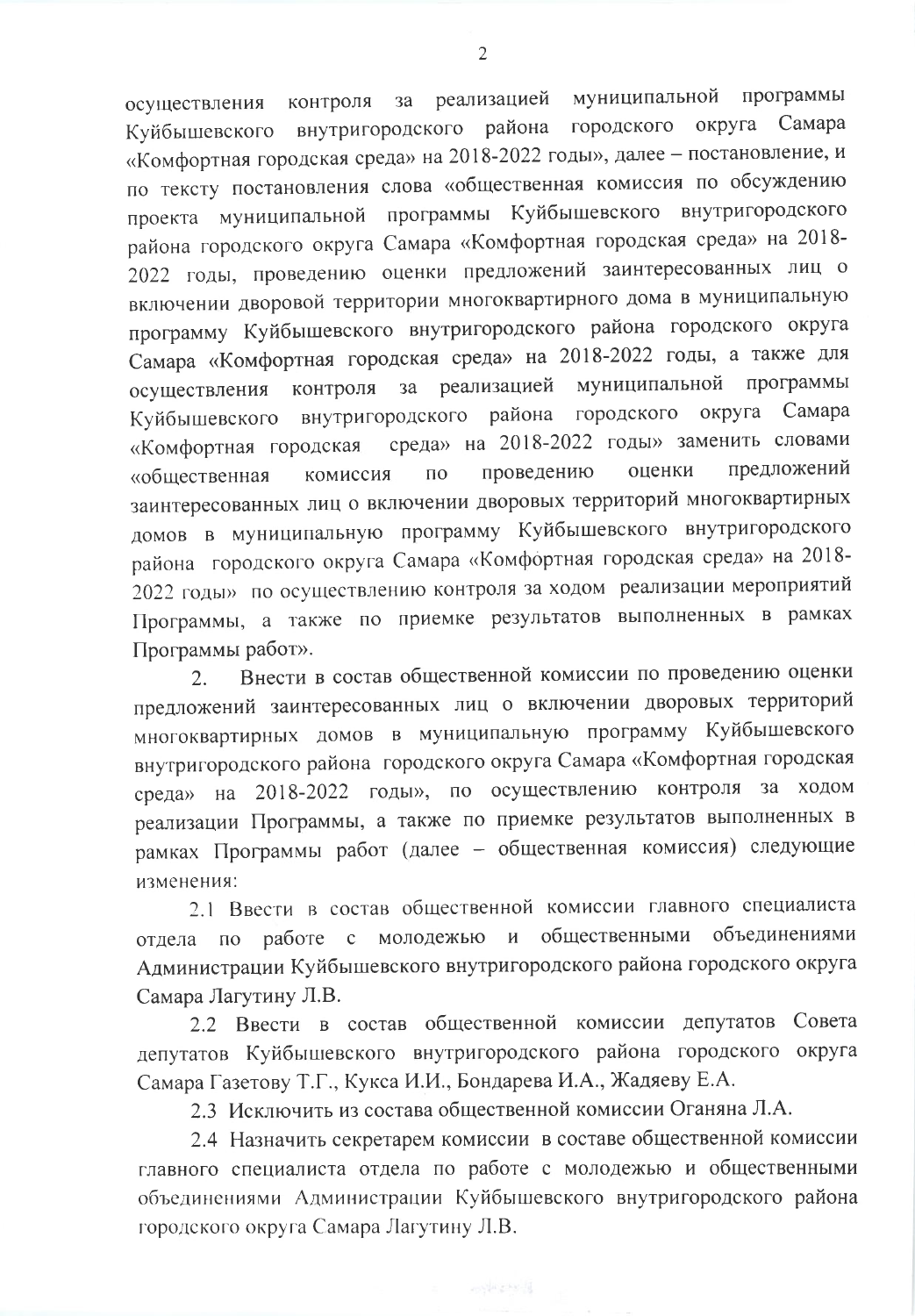осуществления контроля за реализацией муниципальной программы Куйбышевского внутригородского района городского округа Самара «Комфортная городская среда» на 2018-2022 годы», далее – постановление, и по тексту постановления слова «общественная комиссия по обсуждению проекта муниципальной программы Куйбышевского внутригородского района городского округа Самара «Комфортная городская среда» на 2018-2022 годы, проведению оценки предложений заинтересованных лиц о включении дворовой территории многоквартирного дома в муниципальную программу Куйбышевского внутригородского района городского округа Самара «Комфортная городская среда» на 2018-2022 годы, а также для осуществления контроля за реализацией муниципальной программы Куйбышевского внутригородского района городского округа Самара «Комфортная городская среда» на 2018-2022 годы» заменить словами «общественная комиссия по проведению оценки предложений заинтересованных лиц о включении дворовых территорий многоквартирных домов в муниципальную программу Куйбышевского внутригородского района городского округа Самара «Комфортная городская среда» на 2018-2022 годы» по осуществлению контроля за ходом реализации мероприятий Программы, а также по приемке результатов выполненных в рамках Программы работ».

2. Внести в состав общественной комиссии по проведению оценки предложений заинтересованных лиц о включении дворовых территорий многоквартирных домов в муниципальную программу Куйбышевского внутригородского района городского округа Самара «Комфортная городская среда» на 2018-2022 годы», по осуществлению контроля за ходом реализации Программы, а также по приемке результатов выполненных в рамках Программы работ (далее – общественная комиссия) следующие изменения:

2.1 Ввести в состав общественной комиссии главного специалиста отдела по работе с молодежью и общественными объединениями Администрации Куйбышевского внутригородского района городского округа Самара Лагутину Л.В.

2.2 Ввести в состав общественной комиссии депутатов Совета депутатов Куйбышевского внутригородского района городского округа Самара Газетову Т.Г., Кукса И.И., Бондарева И.А., Жадяеву Е.А.

2.3 Исключить из состава общественной комиссии Оганяна Л.А.

2.4 Назначить секретарем комиссии в составе общественной комиссии главного специалиста отдела по работе с молодежью и общественными объединениями Администрации Куйбышевского внутригородского района городского округа Самара Лагутину Л.В.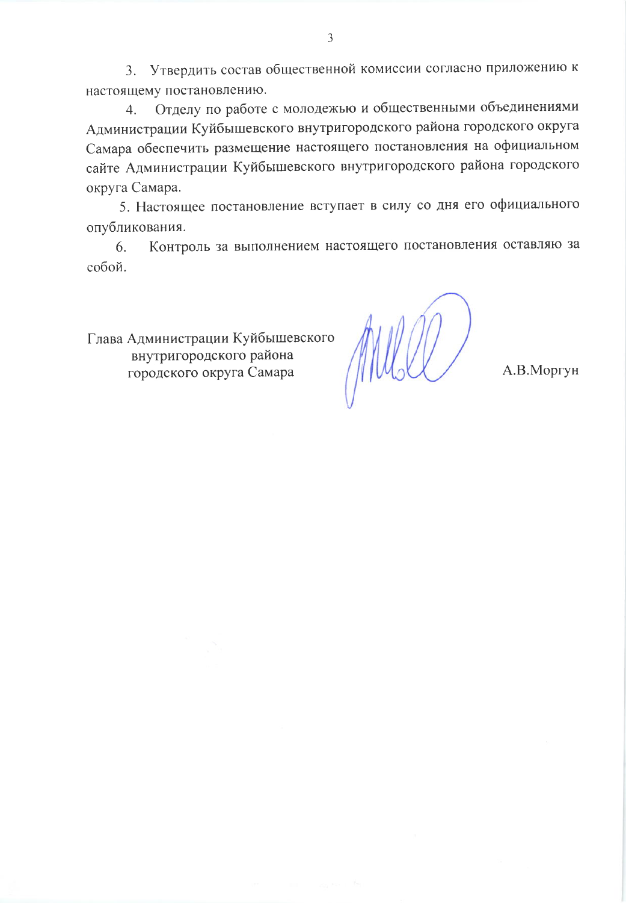3. Утвердить состав общественной комиссии согласно приложению к настоящему постановлению.

4. Отделу по работе с молодежью и общественными объединениями Администрации Куйбышевского внутригородского района городского округа Самара обеспечить размещение настоящего постановления на официальном сайте Администрации Куйбышевского внутригородского района городского округа Самара.

5. Настоящее постановление вступает в силу со дня его официального опубликования.

6. Контроль за выполнением настоящего постановления оставляю за собой.

Глава Администрации Куйбышевского
внутригородского района
городского округа Самара

А.В.Моргун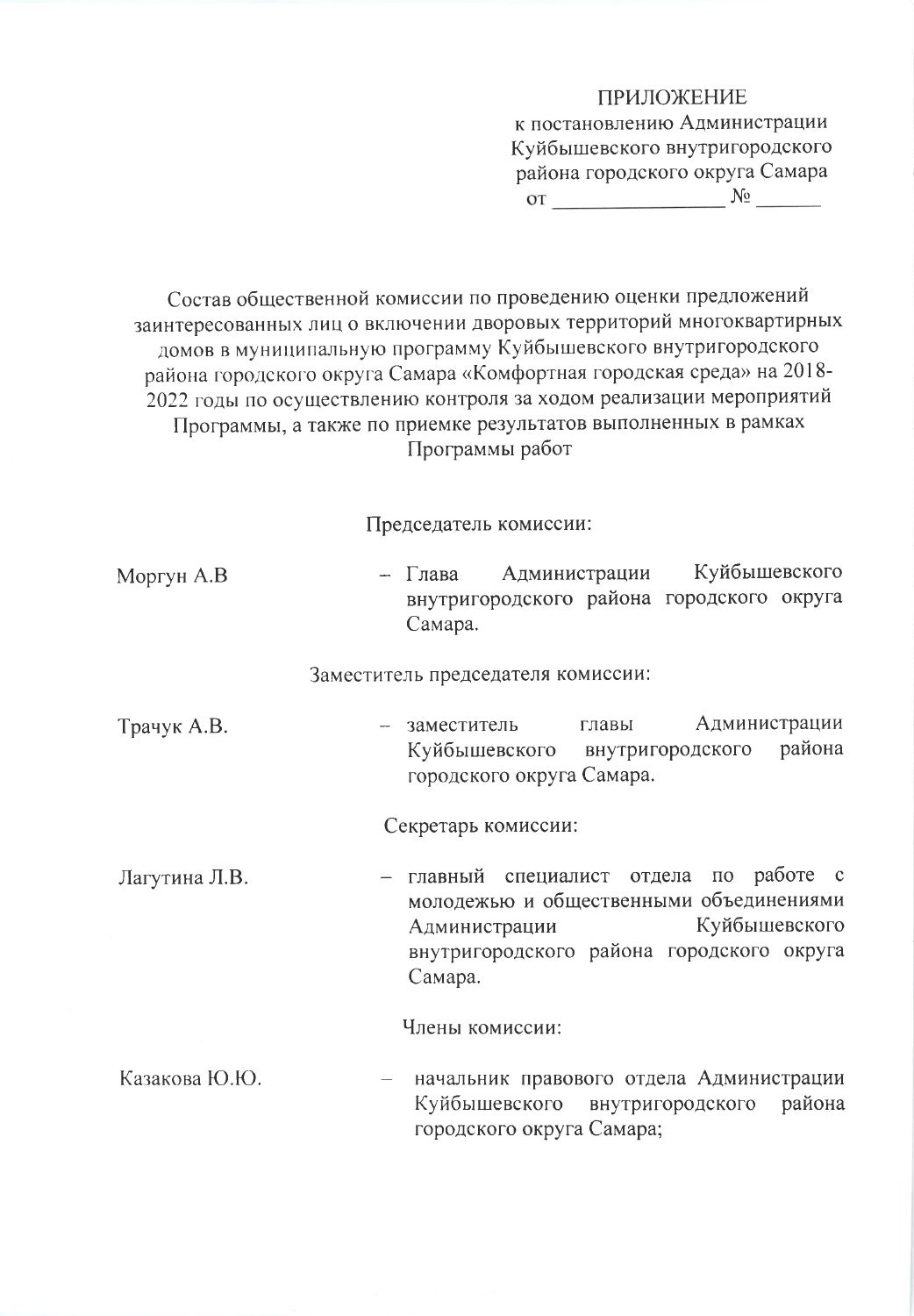ПРИЛОЖЕНИЕ
к постановлению Администрации
Куйбышевского внутригородского
района городского округа Самара
от ________________ № ______

Состав общественной комиссии по проведению оценки предложений заинтересованных лиц о включении дворовых территорий многоквартирных домов в муниципальную программу Куйбышевского внутригородского района городского округа Самара «Комфортная городская среда» на 2018-2022 годы по осуществлению контроля за ходом реализации мероприятий Программы, а также по приемке результатов выполненных в рамках Программы работ

Председатель комиссии:

Моргун А.В – Глава Администрации Куйбышевского внутригородского района городского округа Самара.

Заместитель председателя комиссии:

Трачук А.В. – заместитель главы Администрации Куйбышевского внутригородского района городского округа Самара.

Секретарь комиссии:

Лагутина Л.В. – главный специалист отдела по работе с молодежью и общественными объединениями Администрации Куйбышевского внутригородского района городского округа Самара.

Члены комиссии:

Казакова Ю.Ю. – начальник правового отдела Администрации Куйбышевского внутригородского района городского округа Самара;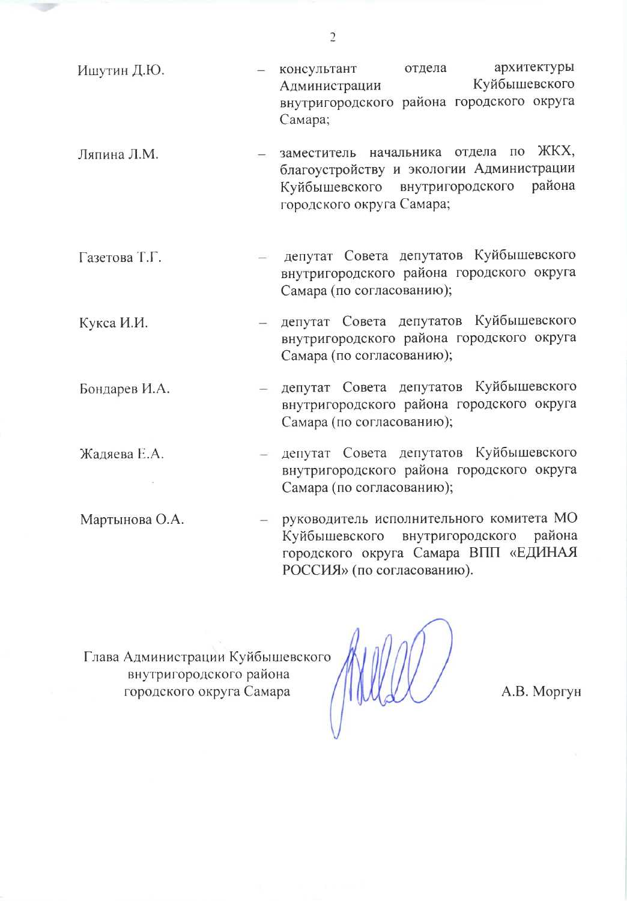Ишутин Д.Ю. – консультант отдела архитектуры Администрации Куйбышевского внутригородского района городского округа Самара;

Ляпина Л.М. – заместитель начальника отдела по ЖКХ, благоустройству и экологии Администрации Куйбышевского внутригородского района городского округа Самара;

Газетова Т.Г. – депутат Совета депутатов Куйбышевского внутригородского района городского округа Самара (по согласованию);

Кукса И.И. – депутат Совета депутатов Куйбышевского внутригородского района городского округа Самара (по согласованию);

Бондарев И.А. – депутат Совета депутатов Куйбышевского внутригородского района городского округа Самара (по согласованию);

Жадяева Е.А. – депутат Совета депутатов Куйбышевского внутригородского района городского округа Самара (по согласованию);

Мартынова О.А. – руководитель исполнительного комитета МО Куйбышевского внутригородского района городского округа Самара ВПП «ЕДИНАЯ РОССИЯ» (по согласованию).

Глава Администрации Куйбышевского внутригородского района городского округа Самара А.В. Моргун